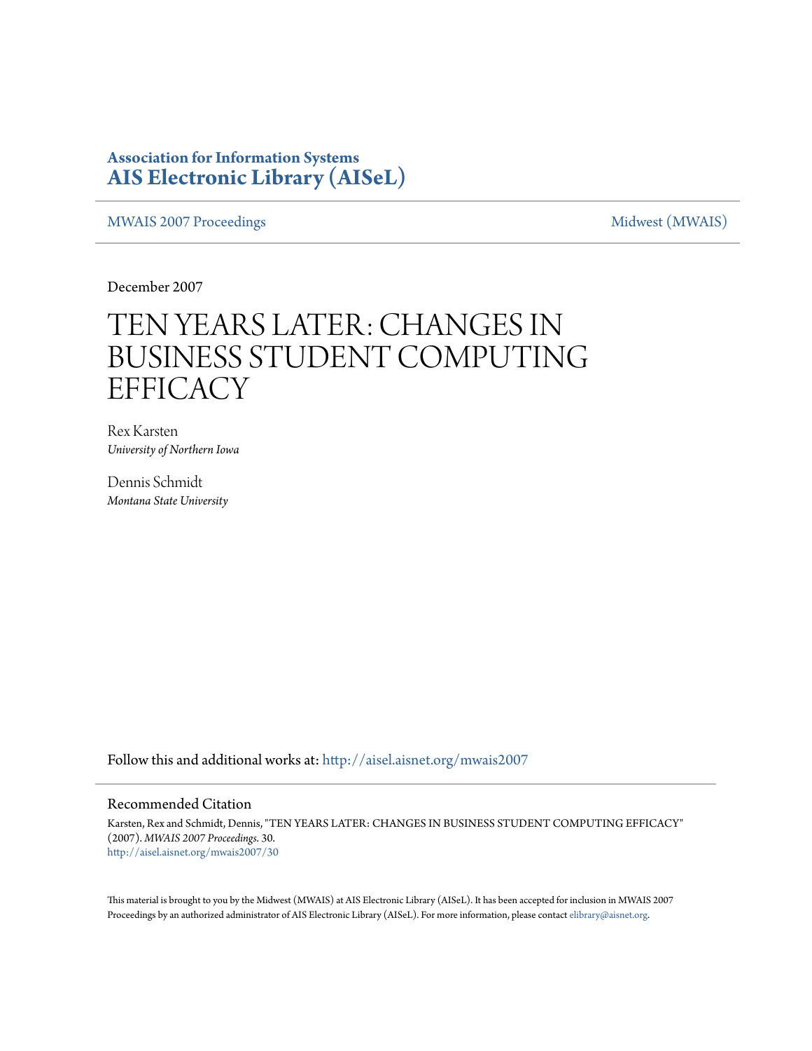# Association for Information Systems
# AIS Electronic Library (AISeL)

MWAIS 2007 Proceedings

Midwest (MWAIS)

December 2007

# TEN YEARS LATER: CHANGES IN BUSINESS STUDENT COMPUTING EFFICACY

Rex Karsten
*University of Northern Iowa*

Dennis Schmidt
*Montana State University*

Follow this and additional works at: http://aisel.aisnet.org/mwais2007

## Recommended Citation

Karsten, Rex and Schmidt, Dennis, "TEN YEARS LATER: CHANGES IN BUSINESS STUDENT COMPUTING EFFICACY" (2007). *MWAIS 2007 Proceedings*. 30.
http://aisel.aisnet.org/mwais2007/30

This material is brought to you by the Midwest (MWAIS) at AIS Electronic Library (AISeL). It has been accepted for inclusion in MWAIS 2007 Proceedings by an authorized administrator of AIS Electronic Library (AISeL). For more information, please contact elibrary@aisnet.org.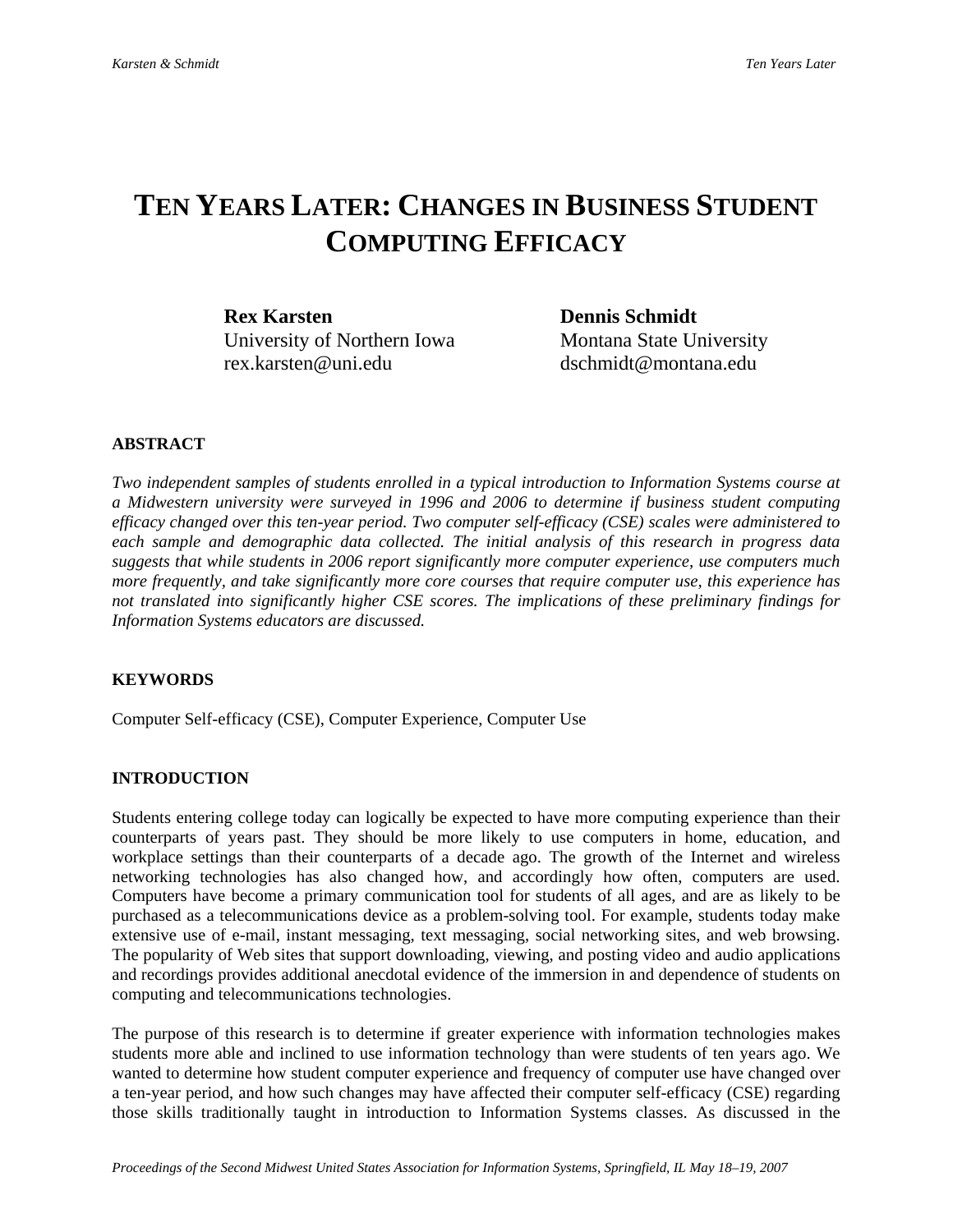# TEN YEARS LATER: CHANGES IN BUSINESS STUDENT COMPUTING EFFICACY

**Rex Karsten**
University of Northern Iowa
rex.karsten@uni.edu

**Dennis Schmidt**
Montana State University
dschmidt@montana.edu

### ABSTRACT

*Two independent samples of students enrolled in a typical introduction to Information Systems course at a Midwestern university were surveyed in 1996 and 2006 to determine if business student computing efficacy changed over this ten-year period. Two computer self-efficacy (CSE) scales were administered to each sample and demographic data collected. The initial analysis of this research in progress data suggests that while students in 2006 report significantly more computer experience, use computers much more frequently, and take significantly more core courses that require computer use, this experience has not translated into significantly higher CSE scores. The implications of these preliminary findings for Information Systems educators are discussed.*

### KEYWORDS

Computer Self-efficacy (CSE), Computer Experience, Computer Use

### INTRODUCTION

Students entering college today can logically be expected to have more computing experience than their counterparts of years past. They should be more likely to use computers in home, education, and workplace settings than their counterparts of a decade ago. The growth of the Internet and wireless networking technologies has also changed how, and accordingly how often, computers are used. Computers have become a primary communication tool for students of all ages, and are as likely to be purchased as a telecommunications device as a problem-solving tool. For example, students today make extensive use of e-mail, instant messaging, text messaging, social networking sites, and web browsing. The popularity of Web sites that support downloading, viewing, and posting video and audio applications and recordings provides additional anecdotal evidence of the immersion in and dependence of students on computing and telecommunications technologies.

The purpose of this research is to determine if greater experience with information technologies makes students more able and inclined to use information technology than were students of ten years ago. We wanted to determine how student computer experience and frequency of computer use have changed over a ten-year period, and how such changes may have affected their computer self-efficacy (CSE) regarding those skills traditionally taught in introduction to Information Systems classes. As discussed in the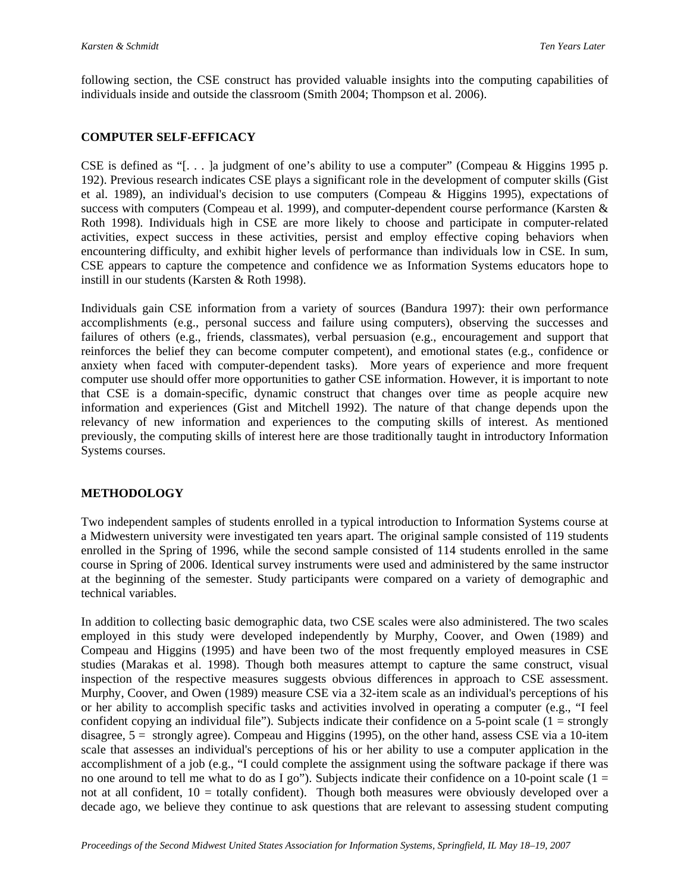following section, the CSE construct has provided valuable insights into the computing capabilities of individuals inside and outside the classroom (Smith 2004; Thompson et al. 2006).

## COMPUTER SELF-EFFICACY

CSE is defined as "[. . . ]a judgment of one's ability to use a computer" (Compeau & Higgins 1995 p. 192). Previous research indicates CSE plays a significant role in the development of computer skills (Gist et al. 1989), an individual's decision to use computers (Compeau & Higgins 1995), expectations of success with computers (Compeau et al. 1999), and computer-dependent course performance (Karsten & Roth 1998). Individuals high in CSE are more likely to choose and participate in computer-related activities, expect success in these activities, persist and employ effective coping behaviors when encountering difficulty, and exhibit higher levels of performance than individuals low in CSE. In sum, CSE appears to capture the competence and confidence we as Information Systems educators hope to instill in our students (Karsten & Roth 1998).

Individuals gain CSE information from a variety of sources (Bandura 1997): their own performance accomplishments (e.g., personal success and failure using computers), observing the successes and failures of others (e.g., friends, classmates), verbal persuasion (e.g., encouragement and support that reinforces the belief they can become computer competent), and emotional states (e.g., confidence or anxiety when faced with computer-dependent tasks). More years of experience and more frequent computer use should offer more opportunities to gather CSE information. However, it is important to note that CSE is a domain-specific, dynamic construct that changes over time as people acquire new information and experiences (Gist and Mitchell 1992). The nature of that change depends upon the relevancy of new information and experiences to the computing skills of interest. As mentioned previously, the computing skills of interest here are those traditionally taught in introductory Information Systems courses.

## METHODOLOGY

Two independent samples of students enrolled in a typical introduction to Information Systems course at a Midwestern university were investigated ten years apart. The original sample consisted of 119 students enrolled in the Spring of 1996, while the second sample consisted of 114 students enrolled in the same course in Spring of 2006. Identical survey instruments were used and administered by the same instructor at the beginning of the semester. Study participants were compared on a variety of demographic and technical variables.

In addition to collecting basic demographic data, two CSE scales were also administered. The two scales employed in this study were developed independently by Murphy, Coover, and Owen (1989) and Compeau and Higgins (1995) and have been two of the most frequently employed measures in CSE studies (Marakas et al. 1998). Though both measures attempt to capture the same construct, visual inspection of the respective measures suggests obvious differences in approach to CSE assessment. Murphy, Coover, and Owen (1989) measure CSE via a 32-item scale as an individual's perceptions of his or her ability to accomplish specific tasks and activities involved in operating a computer (e.g., "I feel confident copying an individual file"). Subjects indicate their confidence on a 5-point scale (1 = strongly disagree, 5 = strongly agree). Compeau and Higgins (1995), on the other hand, assess CSE via a 10-item scale that assesses an individual's perceptions of his or her ability to use a computer application in the accomplishment of a job (e.g., "I could complete the assignment using the software package if there was no one around to tell me what to do as I go"). Subjects indicate their confidence on a 10-point scale (1 = not at all confident, 10 = totally confident). Though both measures were obviously developed over a decade ago, we believe they continue to ask questions that are relevant to assessing student computing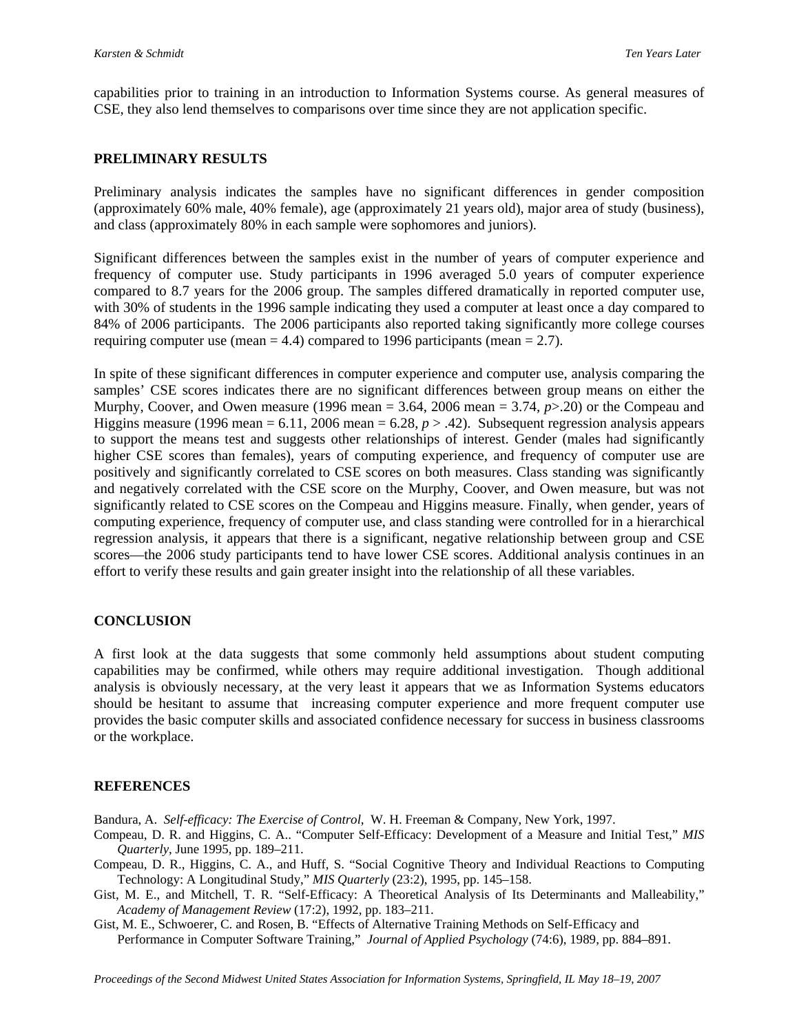capabilities prior to training in an introduction to Information Systems course. As general measures of CSE, they also lend themselves to comparisons over time since they are not application specific.

## PRELIMINARY RESULTS

Preliminary analysis indicates the samples have no significant differences in gender composition (approximately 60% male, 40% female), age (approximately 21 years old), major area of study (business), and class (approximately 80% in each sample were sophomores and juniors).

Significant differences between the samples exist in the number of years of computer experience and frequency of computer use. Study participants in 1996 averaged 5.0 years of computer experience compared to 8.7 years for the 2006 group. The samples differed dramatically in reported computer use, with 30% of students in the 1996 sample indicating they used a computer at least once a day compared to 84% of 2006 participants. The 2006 participants also reported taking significantly more college courses requiring computer use (mean = 4.4) compared to 1996 participants (mean = 2.7).

In spite of these significant differences in computer experience and computer use, analysis comparing the samples' CSE scores indicates there are no significant differences between group means on either the Murphy, Coover, and Owen measure (1996 mean = 3.64, 2006 mean = 3.74, $p > .20$) or the Compeau and Higgins measure (1996 mean = 6.11, 2006 mean = 6.28, $p > .42$). Subsequent regression analysis appears to support the means test and suggests other relationships of interest. Gender (males had significantly higher CSE scores than females), years of computing experience, and frequency of computer use are positively and significantly correlated to CSE scores on both measures. Class standing was significantly and negatively correlated with the CSE score on the Murphy, Coover, and Owen measure, but was not significantly related to CSE scores on the Compeau and Higgins measure. Finally, when gender, years of computing experience, frequency of computer use, and class standing were controlled for in a hierarchical regression analysis, it appears that there is a significant, negative relationship between group and CSE scores—the 2006 study participants tend to have lower CSE scores. Additional analysis continues in an effort to verify these results and gain greater insight into the relationship of all these variables.

## CONCLUSION

A first look at the data suggests that some commonly held assumptions about student computing capabilities may be confirmed, while others may require additional investigation. Though additional analysis is obviously necessary, at the very least it appears that we as Information Systems educators should be hesitant to assume that increasing computer experience and more frequent computer use provides the basic computer skills and associated confidence necessary for success in business classrooms or the workplace.

## REFERENCES

Bandura, A. *Self-efficacy: The Exercise of Control*, W. H. Freeman & Company, New York, 1997.

Compeau, D. R. and Higgins, C. A.. "Computer Self-Efficacy: Development of a Measure and Initial Test," *MIS Quarterly*, June 1995, pp. 189–211.

Compeau, D. R., Higgins, C. A., and Huff, S. "Social Cognitive Theory and Individual Reactions to Computing Technology: A Longitudinal Study," *MIS Quarterly* (23:2), 1995, pp. 145–158.

Gist, M. E., and Mitchell, T. R. "Self-Efficacy: A Theoretical Analysis of Its Determinants and Malleability," *Academy of Management Review* (17:2), 1992, pp. 183–211.

Gist, M. E., Schwoerer, C. and Rosen, B. "Effects of Alternative Training Methods on Self-Efficacy and Performance in Computer Software Training," *Journal of Applied Psychology* (74:6), 1989, pp. 884–891.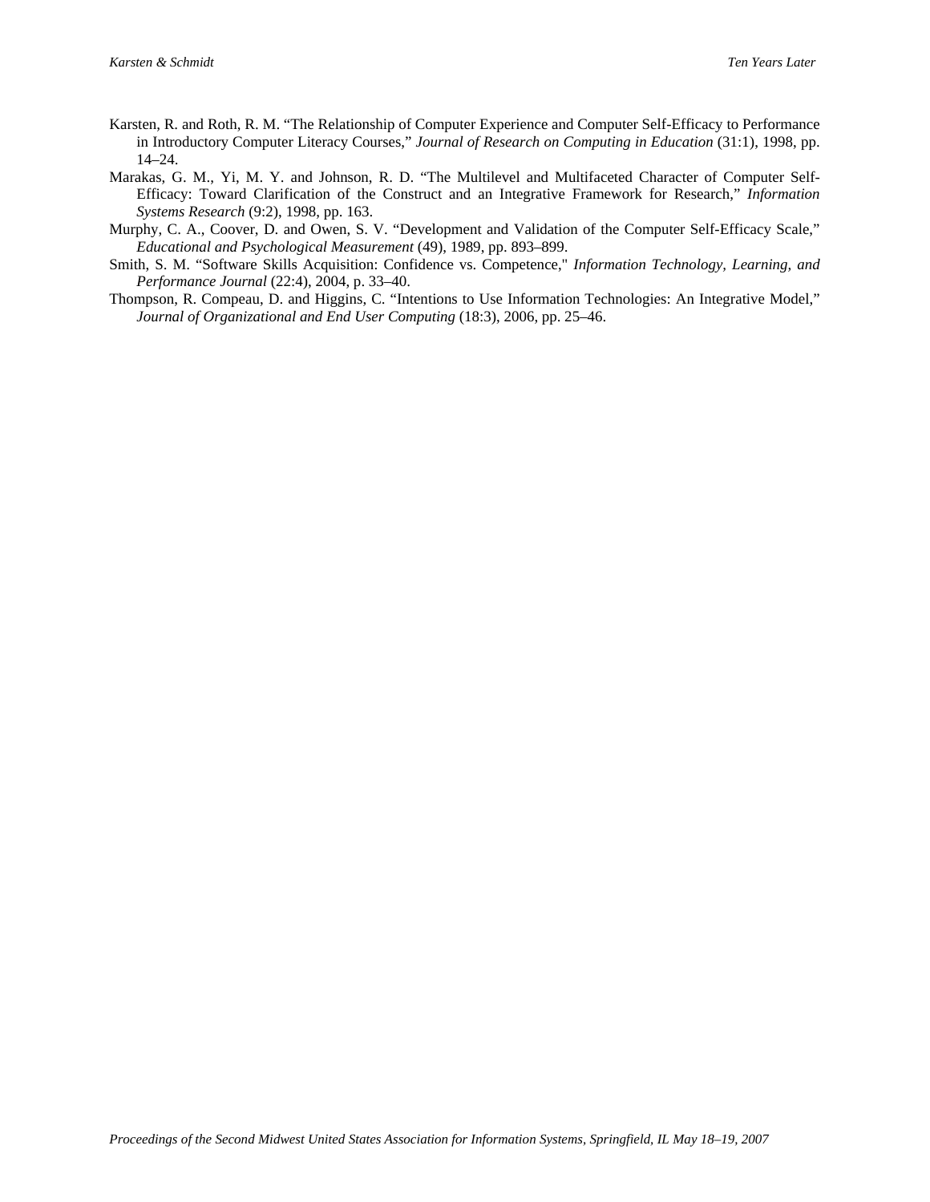Karsten, R. and Roth, R. M. "The Relationship of Computer Experience and Computer Self-Efficacy to Performance in Introductory Computer Literacy Courses," *Journal of Research on Computing in Education* (31:1), 1998, pp. 14–24.

Marakas, G. M., Yi, M. Y. and Johnson, R. D. "The Multilevel and Multifaceted Character of Computer Self-Efficacy: Toward Clarification of the Construct and an Integrative Framework for Research," *Information Systems Research* (9:2), 1998, pp. 163.

Murphy, C. A., Coover, D. and Owen, S. V. "Development and Validation of the Computer Self-Efficacy Scale," *Educational and Psychological Measurement* (49), 1989, pp. 893–899.

Smith, S. M. "Software Skills Acquisition: Confidence vs. Competence," *Information Technology, Learning, and Performance Journal* (22:4), 2004, p. 33–40.

Thompson, R. Compeau, D. and Higgins, C. "Intentions to Use Information Technologies: An Integrative Model," *Journal of Organizational and End User Computing* (18:3), 2006, pp. 25–46.